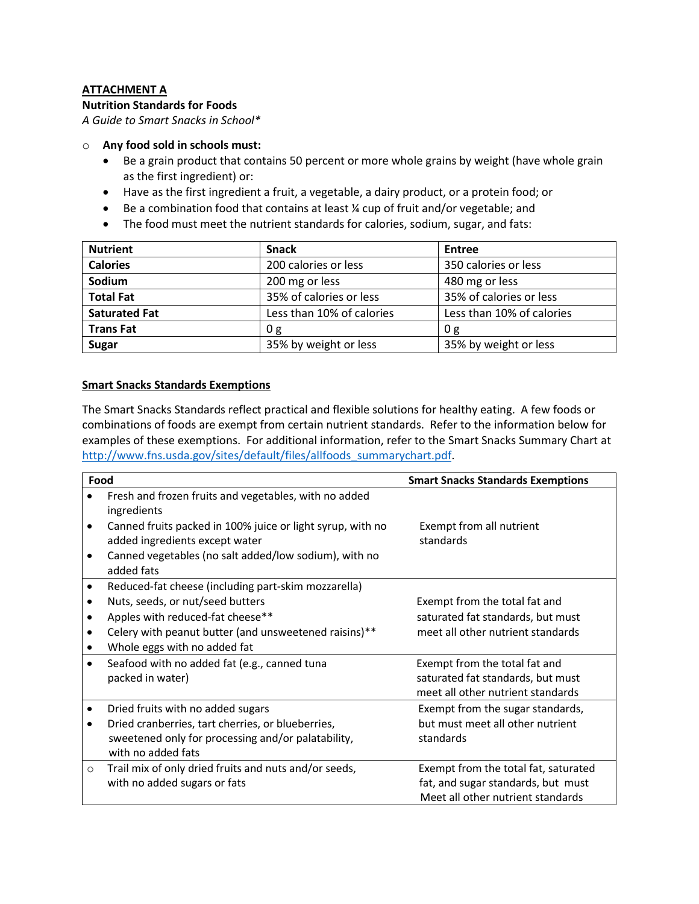**ATTACHMENT A**

**Nutrition Standards for Foods**

*A Guide to Smart Snacks in School**

- **Any food sold in schools must:**
  - Be a grain product that contains 50 percent or more whole grains by weight (have whole grain as the first ingredient) or:
  - Have as the first ingredient a fruit, a vegetable, a dairy product, or a protein food; or
  - Be a combination food that contains at least ¼ cup of fruit and/or vegetable; and
  - The food must meet the nutrient standards for calories, sodium, sugar, and fats:

| Nutrient | Snack | Entree |
|---|---|---|
| **Calories** | 200 calories or less | 350 calories or less |
| **Sodium** | 200 mg or less | 480 mg or less |
| **Total Fat** | 35% of calories or less | 35% of calories or less |
| **Saturated Fat** | Less than 10% of calories | Less than 10% of calories |
| **Trans Fat** | 0 g | 0 g |
| **Sugar** | 35% by weight or less | 35% by weight or less |

**Smart Snacks Standards Exemptions**

The Smart Snacks Standards reflect practical and flexible solutions for healthy eating. A few foods or combinations of foods are exempt from certain nutrient standards. Refer to the information below for examples of these exemptions. For additional information, refer to the Smart Snacks Summary Chart at http://www.fns.usda.gov/sites/default/files/allfoods_summarychart.pdf.

| Food | Smart Snacks Standards Exemptions |
|---|---|
| • Fresh and frozen fruits and vegetables, with no added ingredients<br>• Canned fruits packed in 100% juice or light syrup, with no added ingredients except water<br>• Canned vegetables (no salt added/low sodium), with no added fats | Exempt from all nutrient standards |
| • Reduced-fat cheese (including part-skim mozzarella)<br>• Nuts, seeds, or nut/seed butters<br>• Apples with reduced-fat cheese**<br>• Celery with peanut butter (and unsweetened raisins)**<br>• Whole eggs with no added fat | Exempt from the total fat and saturated fat standards, but must meet all other nutrient standards |
| • Seafood with no added fat (e.g., canned tuna packed in water) | Exempt from the total fat and saturated fat standards, but must meet all other nutrient standards |
| • Dried fruits with no added sugars<br>• Dried cranberries, tart cherries, or blueberries, sweetened only for processing and/or palatability, with no added fats | Exempt from the sugar standards, but must meet all other nutrient standards |
| ○ Trail mix of only dried fruits and nuts and/or seeds, with no added sugars or fats | Exempt from the total fat, saturated fat, and sugar standards, but must Meet all other nutrient standards |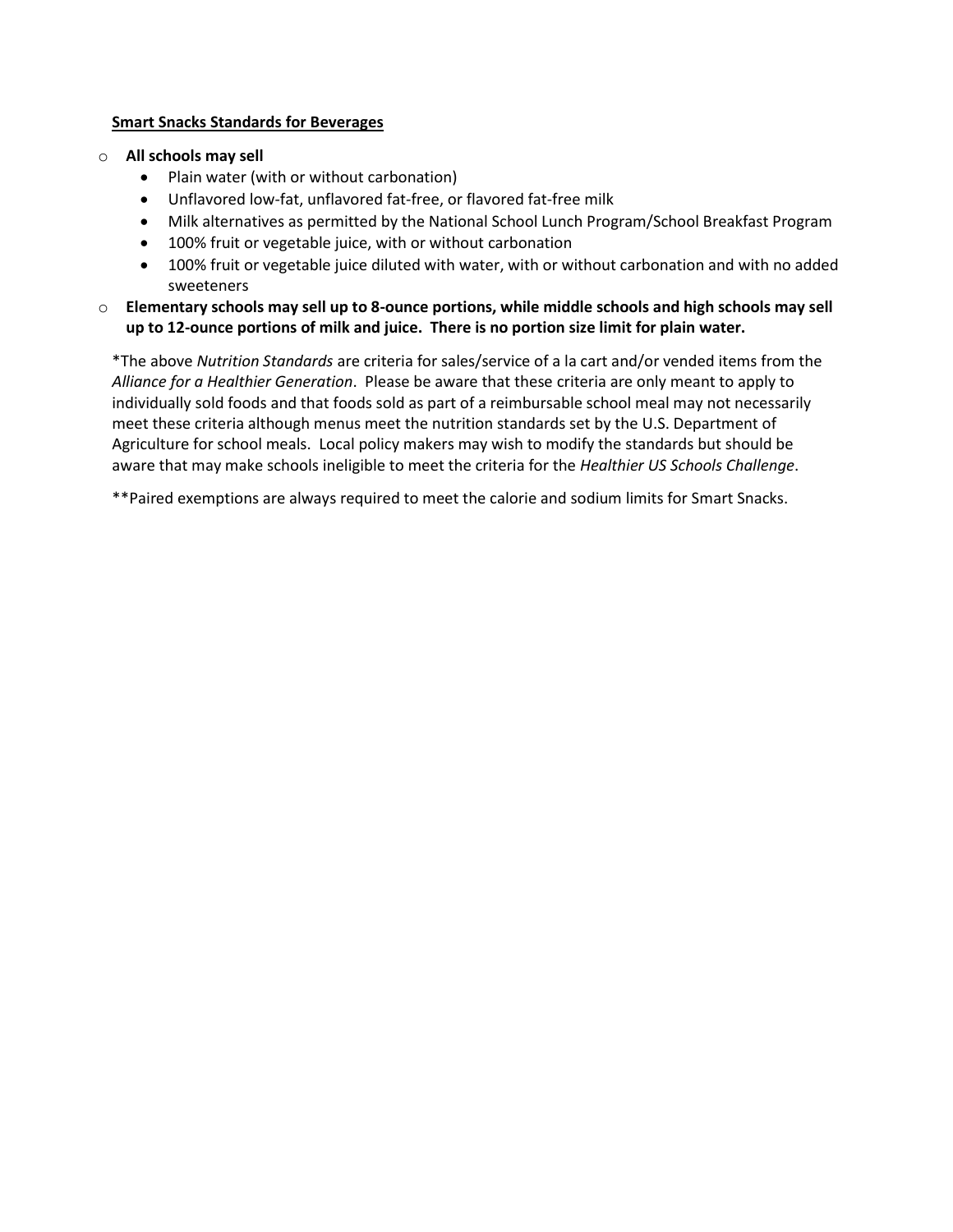**<u>Smart Snacks Standards for Beverages</u>**

- **All schools may sell**
  - Plain water (with or without carbonation)
  - Unflavored low-fat, unflavored fat-free, or flavored fat-free milk
  - Milk alternatives as permitted by the National School Lunch Program/School Breakfast Program
  - 100% fruit or vegetable juice, with or without carbonation
  - 100% fruit or vegetable juice diluted with water, with or without carbonation and with no added sweeteners
- **Elementary schools may sell up to 8-ounce portions, while middle schools and high schools may sell up to 12-ounce portions of milk and juice. There is no portion size limit for plain water.**

*The above *Nutrition Standards* are criteria for sales/service of a la cart and/or vended items from the *Alliance for a Healthier Generation*. Please be aware that these criteria are only meant to apply to individually sold foods and that foods sold as part of a reimbursable school meal may not necessarily meet these criteria although menus meet the nutrition standards set by the U.S. Department of Agriculture for school meals. Local policy makers may wish to modify the standards but should be aware that may make schools ineligible to meet the criteria for the *Healthier US Schools Challenge*.

**Paired exemptions are always required to meet the calorie and sodium limits for Smart Snacks.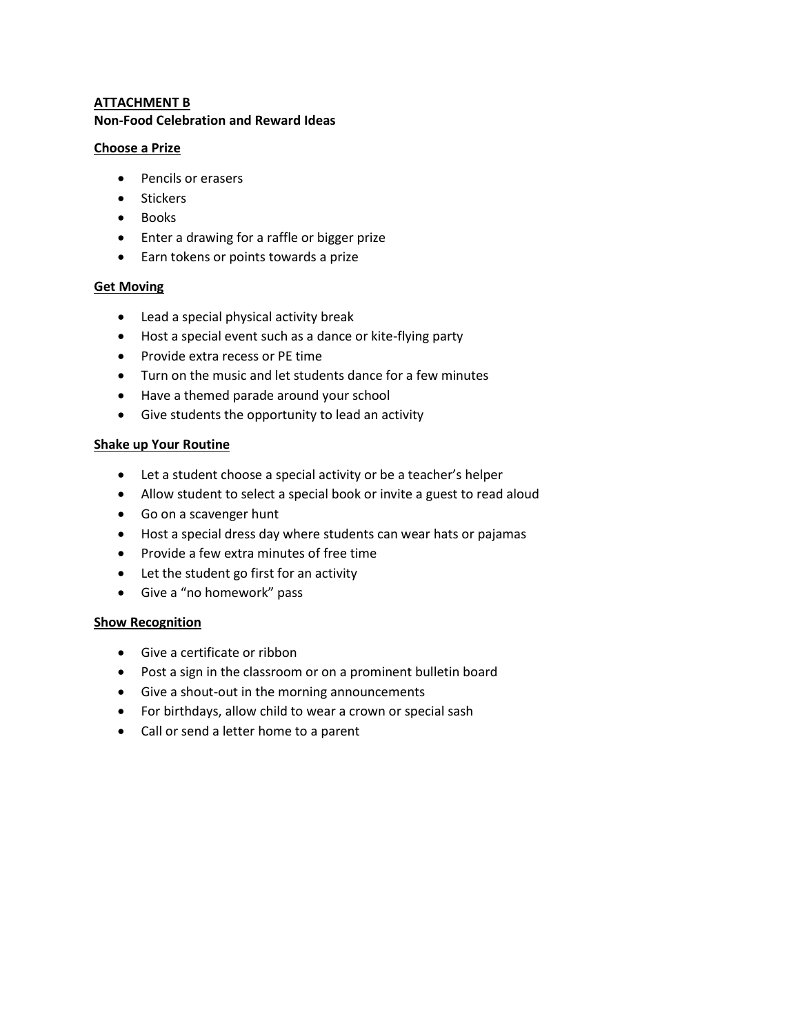## ATTACHMENT B

**Non-Food Celebration and Reward Ideas**

### Choose a Prize

- Pencils or erasers
- Stickers
- Books
- Enter a drawing for a raffle or bigger prize
- Earn tokens or points towards a prize

### Get Moving

- Lead a special physical activity break
- Host a special event such as a dance or kite-flying party
- Provide extra recess or PE time
- Turn on the music and let students dance for a few minutes
- Have a themed parade around your school
- Give students the opportunity to lead an activity

### Shake up Your Routine

- Let a student choose a special activity or be a teacher's helper
- Allow student to select a special book or invite a guest to read aloud
- Go on a scavenger hunt
- Host a special dress day where students can wear hats or pajamas
- Provide a few extra minutes of free time
- Let the student go first for an activity
- Give a "no homework" pass

### Show Recognition

- Give a certificate or ribbon
- Post a sign in the classroom or on a prominent bulletin board
- Give a shout-out in the morning announcements
- For birthdays, allow child to wear a crown or special sash
- Call or send a letter home to a parent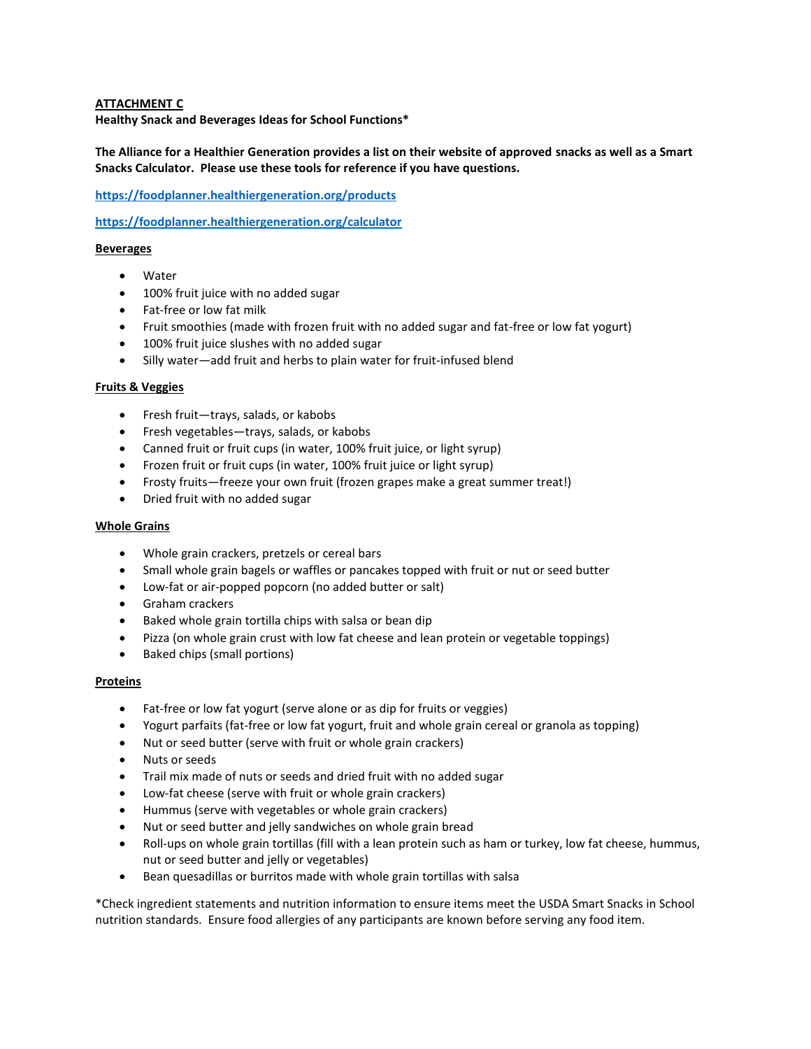**ATTACHMENT C**

**Healthy Snack and Beverages Ideas for School Functions***

**The Alliance for a Healthier Generation provides a list on their website of approved snacks as well as a Smart Snacks Calculator. Please use these tools for reference if you have questions.**

**https://foodplanner.healthiergeneration.org/products**

**https://foodplanner.healthiergeneration.org/calculator**

**Beverages**

- Water
- 100% fruit juice with no added sugar
- Fat-free or low fat milk
- Fruit smoothies (made with frozen fruit with no added sugar and fat-free or low fat yogurt)
- 100% fruit juice slushes with no added sugar
- Silly water—add fruit and herbs to plain water for fruit-infused blend

**Fruits & Veggies**

- Fresh fruit—trays, salads, or kabobs
- Fresh vegetables—trays, salads, or kabobs
- Canned fruit or fruit cups (in water, 100% fruit juice, or light syrup)
- Frozen fruit or fruit cups (in water, 100% fruit juice or light syrup)
- Frosty fruits—freeze your own fruit (frozen grapes make a great summer treat!)
- Dried fruit with no added sugar

**Whole Grains**

- Whole grain crackers, pretzels or cereal bars
- Small whole grain bagels or waffles or pancakes topped with fruit or nut or seed butter
- Low-fat or air-popped popcorn (no added butter or salt)
- Graham crackers
- Baked whole grain tortilla chips with salsa or bean dip
- Pizza (on whole grain crust with low fat cheese and lean protein or vegetable toppings)
- Baked chips (small portions)

**Proteins**

- Fat-free or low fat yogurt (serve alone or as dip for fruits or veggies)
- Yogurt parfaits (fat-free or low fat yogurt, fruit and whole grain cereal or granola as topping)
- Nut or seed butter (serve with fruit or whole grain crackers)
- Nuts or seeds
- Trail mix made of nuts or seeds and dried fruit with no added sugar
- Low-fat cheese (serve with fruit or whole grain crackers)
- Hummus (serve with vegetables or whole grain crackers)
- Nut or seed butter and jelly sandwiches on whole grain bread
- Roll-ups on whole grain tortillas (fill with a lean protein such as ham or turkey, low fat cheese, hummus, nut or seed butter and jelly or vegetables)
- Bean quesadillas or burritos made with whole grain tortillas with salsa

*Check ingredient statements and nutrition information to ensure items meet the USDA Smart Snacks in School nutrition standards. Ensure food allergies of any participants are known before serving any food item.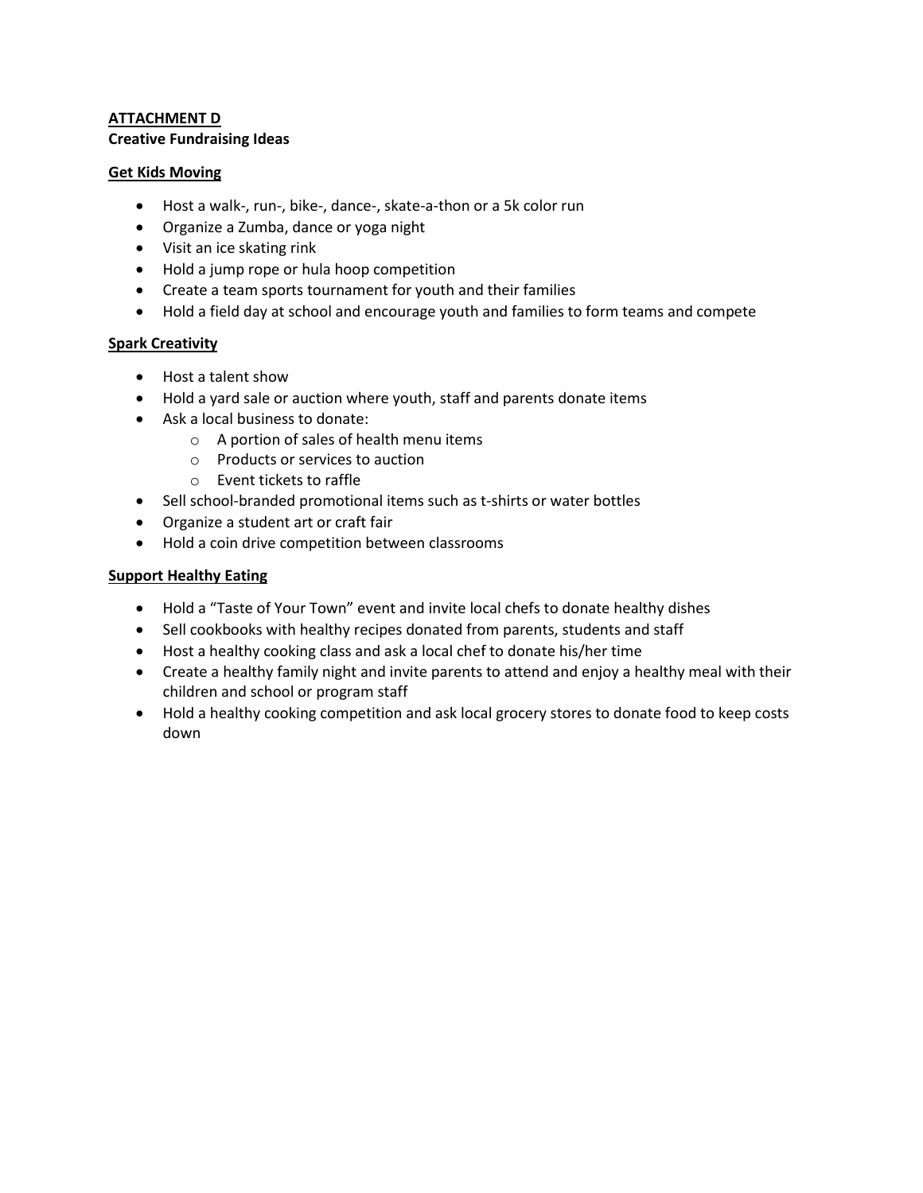**ATTACHMENT D**
**Creative Fundraising Ideas**

**Get Kids Moving**

- Host a walk-, run-, bike-, dance-, skate-a-thon or a 5k color run
- Organize a Zumba, dance or yoga night
- Visit an ice skating rink
- Hold a jump rope or hula hoop competition
- Create a team sports tournament for youth and their families
- Hold a field day at school and encourage youth and families to form teams and compete

**Spark Creativity**

- Host a talent show
- Hold a yard sale or auction where youth, staff and parents donate items
- Ask a local business to donate:
    - A portion of sales of health menu items
    - Products or services to auction
    - Event tickets to raffle
- Sell school-branded promotional items such as t-shirts or water bottles
- Organize a student art or craft fair
- Hold a coin drive competition between classrooms

**Support Healthy Eating**

- Hold a "Taste of Your Town" event and invite local chefs to donate healthy dishes
- Sell cookbooks with healthy recipes donated from parents, students and staff
- Host a healthy cooking class and ask a local chef to donate his/her time
- Create a healthy family night and invite parents to attend and enjoy a healthy meal with their children and school or program staff
- Hold a healthy cooking competition and ask local grocery stores to donate food to keep costs down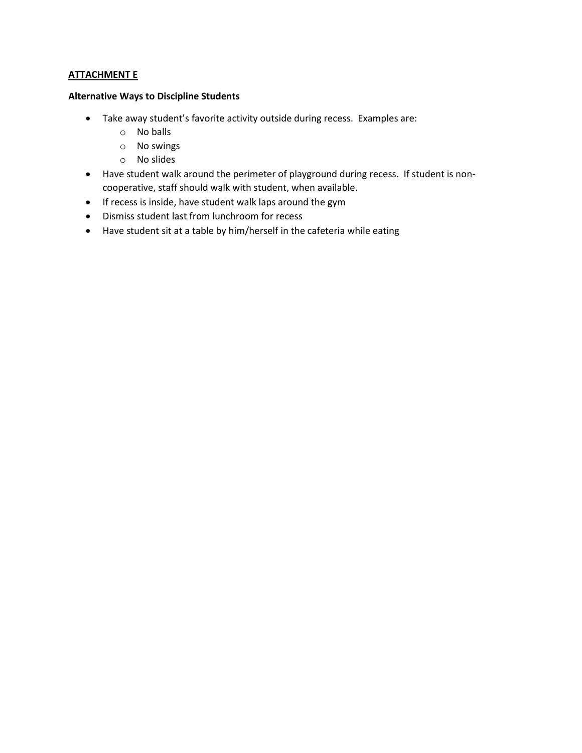**ATTACHMENT E**

**Alternative Ways to Discipline Students**

- Take away student's favorite activity outside during recess. Examples are:
    - No balls
    - No swings
    - No slides
- Have student walk around the perimeter of playground during recess. If student is non-cooperative, staff should walk with student, when available.
- If recess is inside, have student walk laps around the gym
- Dismiss student last from lunchroom for recess
- Have student sit at a table by him/herself in the cafeteria while eating